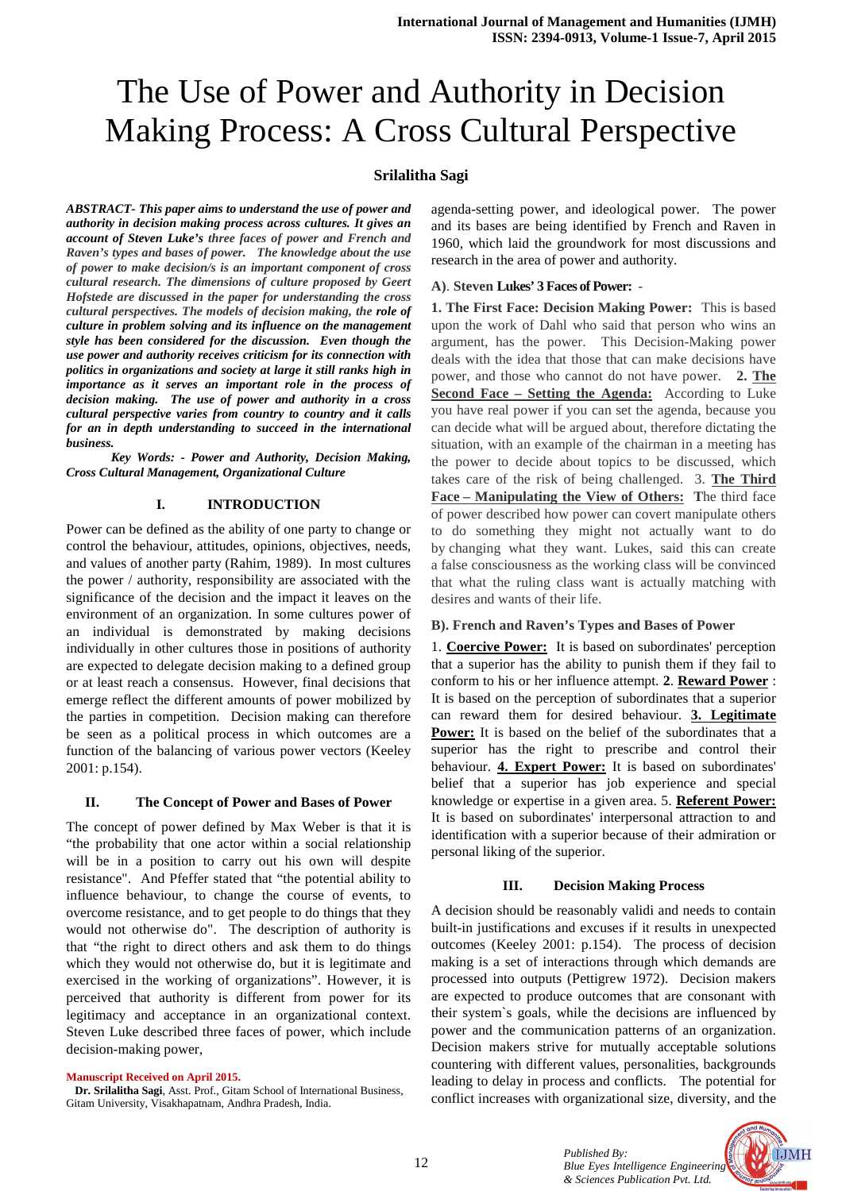# The Use of Power and Authority in Decision Making Process: A Cross Cultural Perspective

**Srilalitha Sagi**

***ABSTRACT- This paper aims to understand the use of power and authority in decision making process across cultures. It gives an account of Steven Luke's*** *three faces of power and French and Raven's types and bases of power.* ***The knowledge about the use of power to make decision/s is an important component of cross cultural research. The dimensions of culture proposed by Geert Hofstede are discussed in the paper for understanding the cross cultural perspectives. The models of decision making, the role of culture in problem solving and its influence on the management style has been considered for the discussion. Even though the use power and authority receives criticism for its connection with politics in organizations and society at large it still ranks high in importance as it serves an important role in the process of decision making. The use of power and authority in a cross cultural perspective varies from country to country and it calls for an in depth understanding to succeed in the international business.***

***Key Words: - Power and Authority, Decision Making, Cross Cultural Management, Organizational Culture***

## I. INTRODUCTION

Power can be defined as the ability of one party to change or control the behaviour, attitudes, opinions, objectives, needs, and values of another party (Rahim, 1989). In most cultures the power / authority, responsibility are associated with the significance of the decision and the impact it leaves on the environment of an organization. In some cultures power of an individual is demonstrated by making decisions individually in other cultures those in positions of authority are expected to delegate decision making to a defined group or at least reach a consensus. However, final decisions that emerge reflect the different amounts of power mobilized by the parties in competition. Decision making can therefore be seen as a political process in which outcomes are a function of the balancing of various power vectors (Keeley 2001: p.154).

## II. The Concept of Power and Bases of Power

The concept of power defined by Max Weber is that it is "the probability that one actor within a social relationship will be in a position to carry out his own will despite resistance". And Pfeffer stated that "the potential ability to influence behaviour, to change the course of events, to overcome resistance, and to get people to do things that they would not otherwise do". The description of authority is that "the right to direct others and ask them to do things which they would not otherwise do, but it is legitimate and exercised in the working of organizations". However, it is perceived that authority is different from power for its legitimacy and acceptance in an organizational context. Steven Luke described three faces of power, which include decision-making power, agenda-setting power, and ideological power. The power and its bases are being identified by French and Raven in 1960, which laid the groundwork for most discussions and research in the area of power and authority.

**Manuscript Received on April 2015.**

**Dr. Srilalitha Sagi**, Asst. Prof., Gitam School of International Business, Gitam University, Visakhapatnam, Andhra Pradesh, India.

### A). Steven Lukes' 3 Faces of Power: -

**1. The First Face: Decision Making Power:** This is based upon the work of Dahl who said that person who wins an argument, has the power. This Decision-Making power deals with the idea that those that can make decisions have power, and those who cannot do not have power. **2. <u>The Second Face – Setting the Agenda:</u>** According to Luke you have real power if you can set the agenda, because you can decide what will be argued about, therefore dictating the situation, with an example of the chairman in a meeting has the power to decide about topics to be discussed, which takes care of the risk of being challenged. 3. **<u>The Third Face – Manipulating the View of Others:</u>** **T**he third face of power described how power can covert manipulate others to do something they might not actually want to do by changing what they want. Lukes, said this can create a false consciousness as the working class will be convinced that what the ruling class want is actually matching with desires and wants of their life.

### B). French and Raven's Types and Bases of Power

1. **<u>Coercive Power:</u>** It is based on subordinates' perception that a superior has the ability to punish them if they fail to conform to his or her influence attempt. **2**. **<u>Reward Power</u>** : It is based on the perception of subordinates that a superior can reward them for desired behaviour. **<u>3. Legitimate Power:</u>** It is based on the belief of the subordinates that a superior has the right to prescribe and control their behaviour. **<u>4. Expert Power:</u>** It is based on subordinates' belief that a superior has job experience and special knowledge or expertise in a given area. 5. **<u>Referent Power:</u>** It is based on subordinates' interpersonal attraction to and identification with a superior because of their admiration or personal liking of the superior.

## III. Decision Making Process

A decision should be reasonably validi and needs to contain built-in justifications and excuses if it results in unexpected outcomes (Keeley 2001: p.154). The process of decision making is a set of interactions through which demands are processed into outputs (Pettigrew 1972). Decision makers are expected to produce outcomes that are consonant with their system`s goals, while the decisions are influenced by power and the communication patterns of an organization. Decision makers strive for mutually acceptable solutions countering with different values, personalities, backgrounds leading to delay in process and conflicts. The potential for conflict increases with organizational size, diversity, and the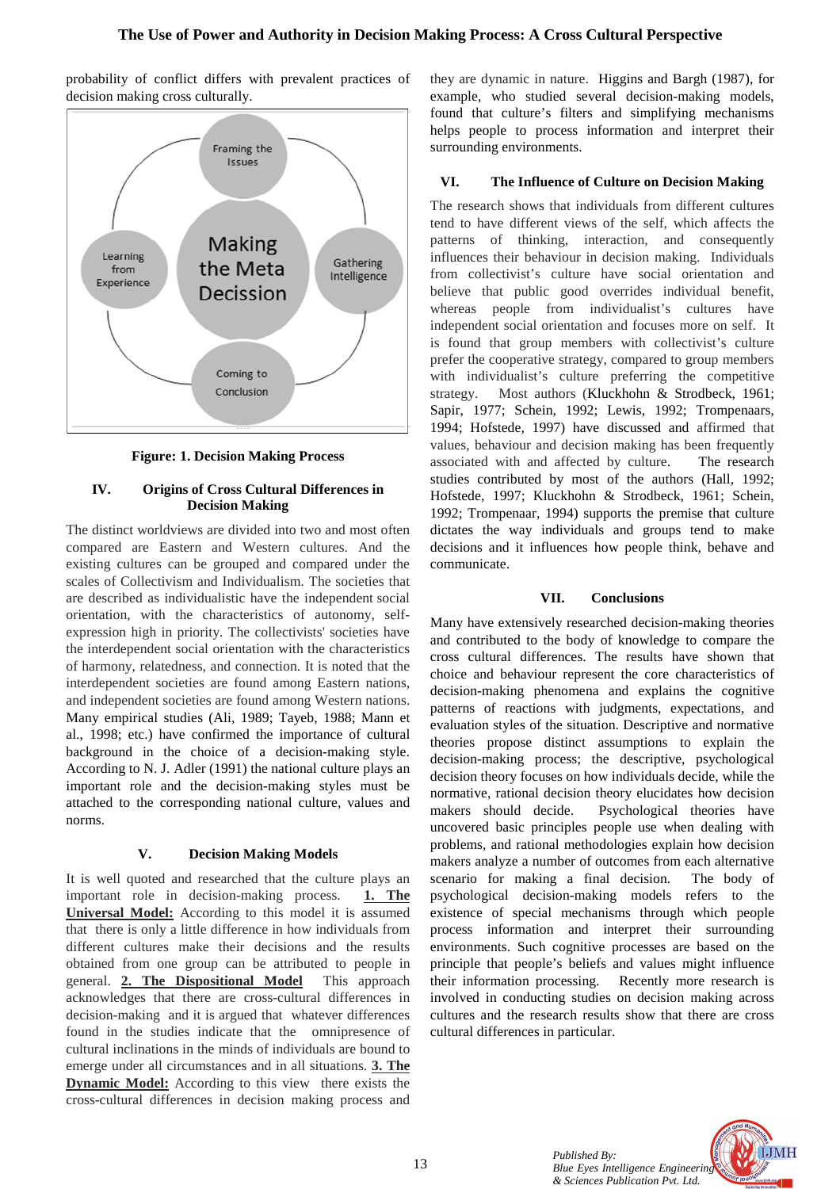probability of conflict differs with prevalent practices of decision making cross culturally.

Framing the Issues

Gathering Intelligence

Coming to Conclusion

Learning from Experience

Making the Meta Decission

**Figure: 1. Decision Making Process**

## IV. Origins of Cross Cultural Differences in Decision Making

The distinct worldviews are divided into two and most often compared are Eastern and Western cultures. And the existing cultures can be grouped and compared under the scales of Collectivism and Individualism. The societies that are described as individualistic have the independent social orientation, with the characteristics of autonomy, self-expression high in priority. The collectivists' societies have the interdependent social orientation with the characteristics of harmony, relatedness, and connection. It is noted that the interdependent societies are found among Eastern nations, and independent societies are found among Western nations. Many empirical studies (Ali, 1989; Tayeb, 1988; Mann et al., 1998; etc.) have confirmed the importance of cultural background in the choice of a decision-making style. According to N. J. Adler (1991) the national culture plays an important role and the decision-making styles must be attached to the corresponding national culture, values and norms.

## V. Decision Making Models

It is well quoted and researched that the culture plays an important role in decision-making process. **1. The Universal Model:** According to this model it is assumed that there is only a little difference in how individuals from different cultures make their decisions and the results obtained from one group can be attributed to people in general. **2. The Dispositional Model** This approach acknowledges that there are cross-cultural differences in decision-making and it is argued that whatever differences found in the studies indicate that the omnipresence of cultural inclinations in the minds of individuals are bound to emerge under all circumstances and in all situations. **3. The Dynamic Model:** According to this view there exists the cross-cultural differences in decision making process and they are dynamic in nature. Higgins and Bargh (1987), for example, who studied several decision-making models, found that culture's filters and simplifying mechanisms helps people to process information and interpret their surrounding environments.

## VI. The Influence of Culture on Decision Making

The research shows that individuals from different cultures tend to have different views of the self, which affects the patterns of thinking, interaction, and consequently influences their behaviour in decision making. Individuals from collectivist's culture have social orientation and believe that public good overrides individual benefit, whereas people from individualist's cultures have independent social orientation and focuses more on self. It is found that group members with collectivist's culture prefer the cooperative strategy, compared to group members with individualist's culture preferring the competitive strategy. Most authors (Kluckhohn & Strodbeck, 1961; Sapir, 1977; Schein, 1992; Lewis, 1992; Trompenaars, 1994; Hofstede, 1997) have discussed and affirmed that values, behaviour and decision making has been frequently associated with and affected by culture. The research studies contributed by most of the authors (Hall, 1992; Hofstede, 1997; Kluckhohn & Strodbeck, 1961; Schein, 1992; Trompenaar, 1994) supports the premise that culture dictates the way individuals and groups tend to make decisions and it influences how people think, behave and communicate.

## VII. Conclusions

Many have extensively researched decision-making theories and contributed to the body of knowledge to compare the cross cultural differences. The results have shown that choice and behaviour represent the core characteristics of decision-making phenomena and explains the cognitive patterns of reactions with judgments, expectations, and evaluation styles of the situation. Descriptive and normative theories propose distinct assumptions to explain the decision-making process; the descriptive, psychological decision theory focuses on how individuals decide, while the normative, rational decision theory elucidates how decision makers should decide. Psychological theories have uncovered basic principles people use when dealing with problems, and rational methodologies explain how decision makers analyze a number of outcomes from each alternative scenario for making a final decision. The body of psychological decision-making models refers to the existence of special mechanisms through which people process information and interpret their surrounding environments. Such cognitive processes are based on the principle that people's beliefs and values might influence their information processing. Recently more research is involved in conducting studies on decision making across cultures and the research results show that there are cross cultural differences in particular.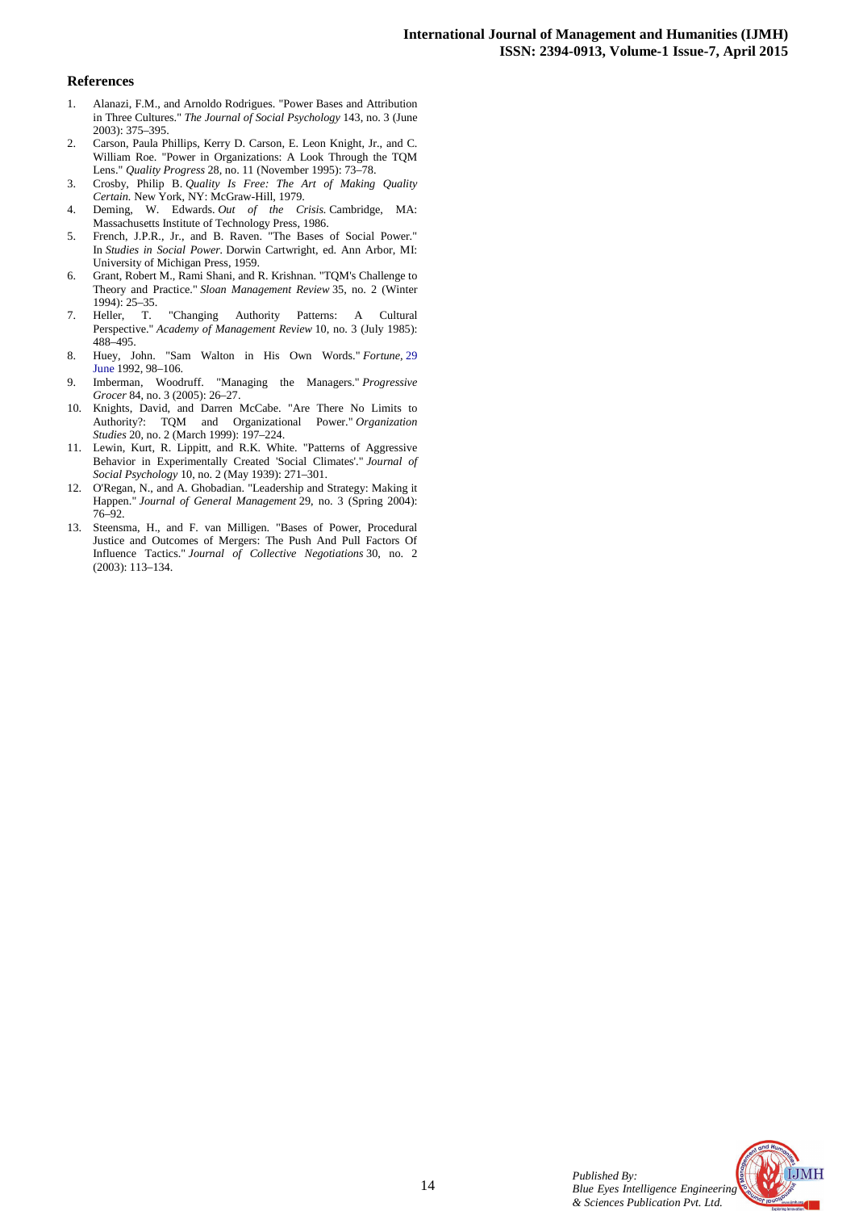## References

1. Alanazi, F.M., and Arnoldo Rodrigues. "Power Bases and Attribution in Three Cultures." *The Journal of Social Psychology* 143, no. 3 (June 2003): 375–395.
2. Carson, Paula Phillips, Kerry D. Carson, E. Leon Knight, Jr., and C. William Roe. "Power in Organizations: A Look Through the TQM Lens." *Quality Progress* 28, no. 11 (November 1995): 73–78.
3. Crosby, Philip B. *Quality Is Free: The Art of Making Quality Certain.* New York, NY: McGraw-Hill, 1979.
4. Deming, W. Edwards. *Out of the Crisis.* Cambridge, MA: Massachusetts Institute of Technology Press, 1986.
5. French, J.P.R., Jr., and B. Raven. "The Bases of Social Power." In *Studies in Social Power*. Dorwin Cartwright, ed. Ann Arbor, MI: University of Michigan Press, 1959.
6. Grant, Robert M., Rami Shani, and R. Krishnan. "TQM's Challenge to Theory and Practice." *Sloan Management Review* 35, no. 2 (Winter 1994): 25–35.
7. Heller, T. "Changing Authority Patterns: A Cultural Perspective." *Academy of Management Review* 10, no. 3 (July 1985): 488–495.
8. Huey, John. "Sam Walton in His Own Words." *Fortune*, 29 June 1992, 98–106.
9. Imberman, Woodruff. "Managing the Managers." *Progressive Grocer* 84, no. 3 (2005): 26–27.
10. Knights, David, and Darren McCabe. "Are There No Limits to Authority?: TQM and Organizational Power." *Organization Studies* 20, no. 2 (March 1999): 197–224.
11. Lewin, Kurt, R. Lippitt, and R.K. White. "Patterns of Aggressive Behavior in Experimentally Created 'Social Climates'." *Journal of Social Psychology* 10, no. 2 (May 1939): 271–301.
12. O'Regan, N., and A. Ghobadian. "Leadership and Strategy: Making it Happen." *Journal of General Management* 29, no. 3 (Spring 2004): 76–92.
13. Steensma, H., and F. van Milligen. "Bases of Power, Procedural Justice and Outcomes of Mergers: The Push And Pull Factors Of Influence Tactics." *Journal of Collective Negotiations* 30, no. 2 (2003): 113–134.